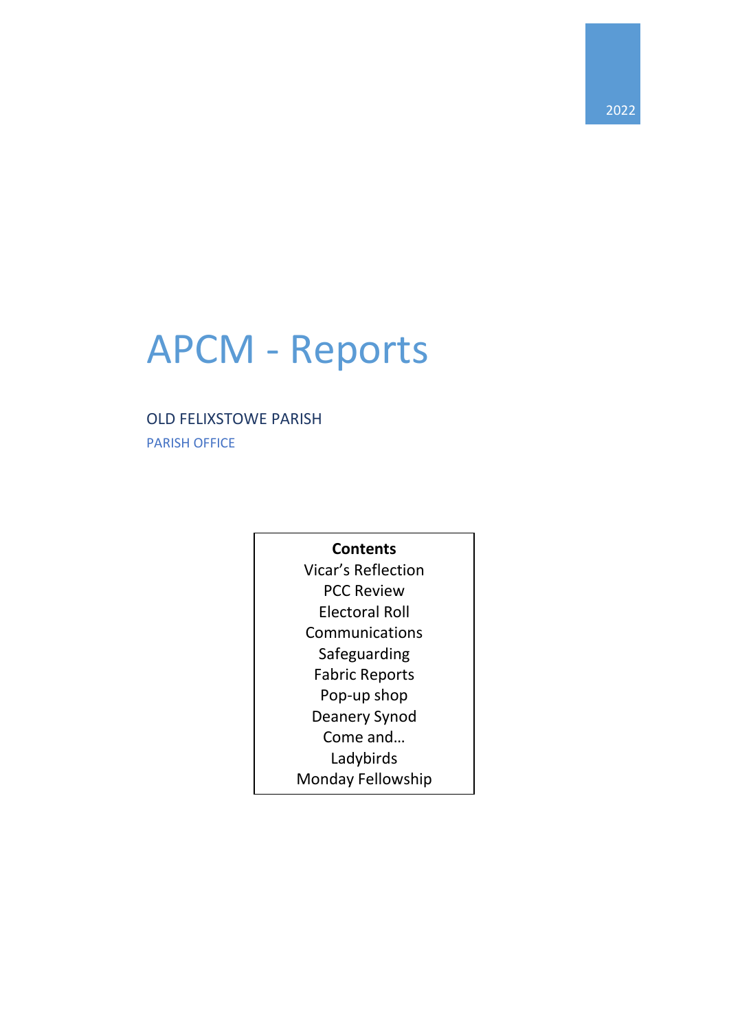2022

# APCM - Reports

OLD FELIXSTOWE PARISH

PARISH OFFICE

**Contents**

Vicar's Reflection
PCC Review
Electoral Roll
Communications
Safeguarding
Fabric Reports
Pop-up shop
Deanery Synod
Come and…
Ladybirds
Monday Fellowship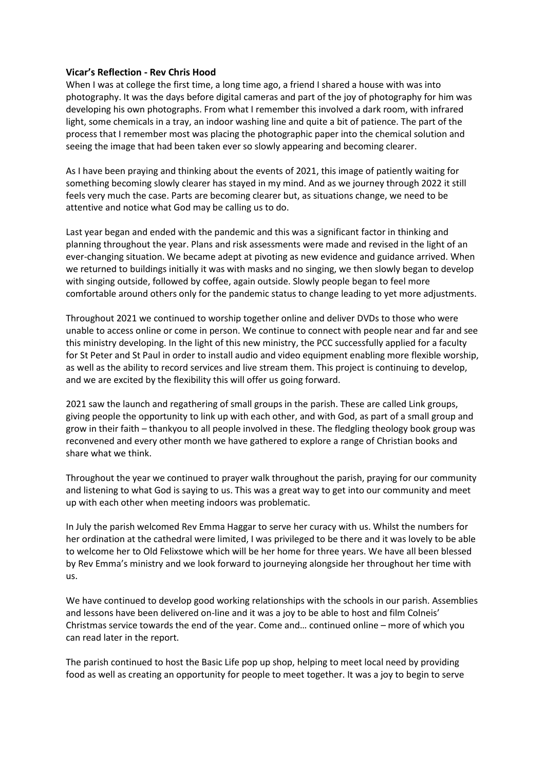**Vicar's Reflection - Rev Chris Hood**

When I was at college the first time, a long time ago, a friend I shared a house with was into photography. It was the days before digital cameras and part of the joy of photography for him was developing his own photographs. From what I remember this involved a dark room, with infrared light, some chemicals in a tray, an indoor washing line and quite a bit of patience. The part of the process that I remember most was placing the photographic paper into the chemical solution and seeing the image that had been taken ever so slowly appearing and becoming clearer.

As I have been praying and thinking about the events of 2021, this image of patiently waiting for something becoming slowly clearer has stayed in my mind. And as we journey through 2022 it still feels very much the case. Parts are becoming clearer but, as situations change, we need to be attentive and notice what God may be calling us to do.

Last year began and ended with the pandemic and this was a significant factor in thinking and planning throughout the year. Plans and risk assessments were made and revised in the light of an ever-changing situation. We became adept at pivoting as new evidence and guidance arrived. When we returned to buildings initially it was with masks and no singing, we then slowly began to develop with singing outside, followed by coffee, again outside. Slowly people began to feel more comfortable around others only for the pandemic status to change leading to yet more adjustments.

Throughout 2021 we continued to worship together online and deliver DVDs to those who were unable to access online or come in person. We continue to connect with people near and far and see this ministry developing. In the light of this new ministry, the PCC successfully applied for a faculty for St Peter and St Paul in order to install audio and video equipment enabling more flexible worship, as well as the ability to record services and live stream them. This project is continuing to develop, and we are excited by the flexibility this will offer us going forward.

2021 saw the launch and regathering of small groups in the parish. These are called Link groups, giving people the opportunity to link up with each other, and with God, as part of a small group and grow in their faith – thankyou to all people involved in these. The fledgling theology book group was reconvened and every other month we have gathered to explore a range of Christian books and share what we think.

Throughout the year we continued to prayer walk throughout the parish, praying for our community and listening to what God is saying to us. This was a great way to get into our community and meet up with each other when meeting indoors was problematic.

In July the parish welcomed Rev Emma Haggar to serve her curacy with us. Whilst the numbers for her ordination at the cathedral were limited, I was privileged to be there and it was lovely to be able to welcome her to Old Felixstowe which will be her home for three years. We have all been blessed by Rev Emma's ministry and we look forward to journeying alongside her throughout her time with us.

We have continued to develop good working relationships with the schools in our parish. Assemblies and lessons have been delivered on-line and it was a joy to be able to host and film Colneis' Christmas service towards the end of the year. Come and… continued online – more of which you can read later in the report.

The parish continued to host the Basic Life pop up shop, helping to meet local need by providing food as well as creating an opportunity for people to meet together. It was a joy to begin to serve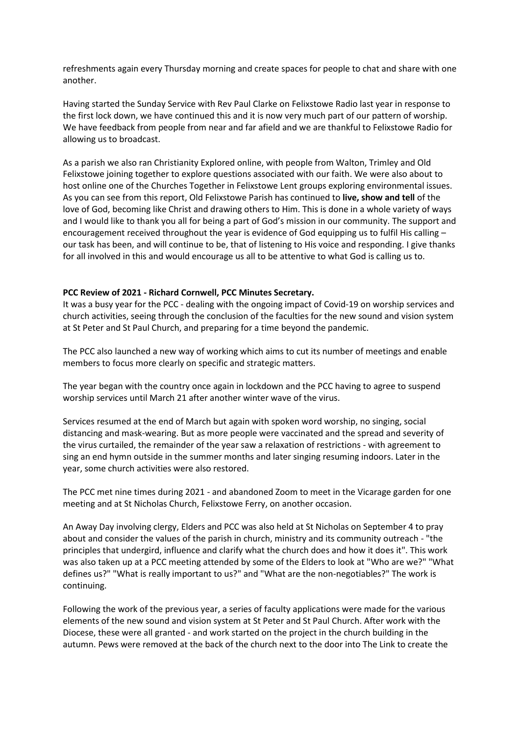refreshments again every Thursday morning and create spaces for people to chat and share with one another.

Having started the Sunday Service with Rev Paul Clarke on Felixstowe Radio last year in response to the first lock down, we have continued this and it is now very much part of our pattern of worship. We have feedback from people from near and far afield and we are thankful to Felixstowe Radio for allowing us to broadcast.

As a parish we also ran Christianity Explored online, with people from Walton, Trimley and Old Felixstowe joining together to explore questions associated with our faith. We were also about to host online one of the Churches Together in Felixstowe Lent groups exploring environmental issues. As you can see from this report, Old Felixstowe Parish has continued to **live, show and tell** of the love of God, becoming like Christ and drawing others to Him. This is done in a whole variety of ways and I would like to thank you all for being a part of God's mission in our community. The support and encouragement received throughout the year is evidence of God equipping us to fulfil His calling – our task has been, and will continue to be, that of listening to His voice and responding. I give thanks for all involved in this and would encourage us all to be attentive to what God is calling us to.

**PCC Review of 2021 - Richard Cornwell, PCC Minutes Secretary.**

It was a busy year for the PCC - dealing with the ongoing impact of Covid-19 on worship services and church activities, seeing through the conclusion of the faculties for the new sound and vision system at St Peter and St Paul Church, and preparing for a time beyond the pandemic.

The PCC also launched a new way of working which aims to cut its number of meetings and enable members to focus more clearly on specific and strategic matters.

The year began with the country once again in lockdown and the PCC having to agree to suspend worship services until March 21 after another winter wave of the virus.

Services resumed at the end of March but again with spoken word worship, no singing, social distancing and mask-wearing. But as more people were vaccinated and the spread and severity of the virus curtailed, the remainder of the year saw a relaxation of restrictions - with agreement to sing an end hymn outside in the summer months and later singing resuming indoors. Later in the year, some church activities were also restored.

The PCC met nine times during 2021 - and abandoned Zoom to meet in the Vicarage garden for one meeting and at St Nicholas Church, Felixstowe Ferry, on another occasion.

An Away Day involving clergy, Elders and PCC was also held at St Nicholas on September 4 to pray about and consider the values of the parish in church, ministry and its community outreach - "the principles that undergird, influence and clarify what the church does and how it does it". This work was also taken up at a PCC meeting attended by some of the Elders to look at "Who are we?" "What defines us?" "What is really important to us?" and "What are the non-negotiables?" The work is continuing.

Following the work of the previous year, a series of faculty applications were made for the various elements of the new sound and vision system at St Peter and St Paul Church. After work with the Diocese, these were all granted - and work started on the project in the church building in the autumn. Pews were removed at the back of the church next to the door into The Link to create the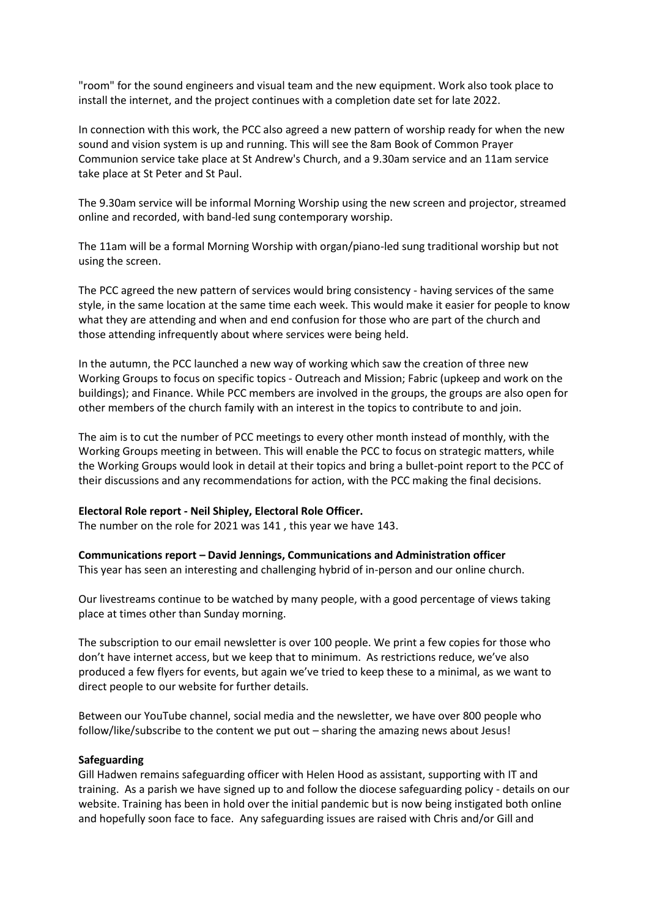"room" for the sound engineers and visual team and the new equipment. Work also took place to install the internet, and the project continues with a completion date set for late 2022.

In connection with this work, the PCC also agreed a new pattern of worship ready for when the new sound and vision system is up and running. This will see the 8am Book of Common Prayer Communion service take place at St Andrew's Church, and a 9.30am service and an 11am service take place at St Peter and St Paul.

The 9.30am service will be informal Morning Worship using the new screen and projector, streamed online and recorded, with band-led sung contemporary worship.

The 11am will be a formal Morning Worship with organ/piano-led sung traditional worship but not using the screen.

The PCC agreed the new pattern of services would bring consistency - having services of the same style, in the same location at the same time each week. This would make it easier for people to know what they are attending and when and end confusion for those who are part of the church and those attending infrequently about where services were being held.

In the autumn, the PCC launched a new way of working which saw the creation of three new Working Groups to focus on specific topics - Outreach and Mission; Fabric (upkeep and work on the buildings); and Finance. While PCC members are involved in the groups, the groups are also open for other members of the church family with an interest in the topics to contribute to and join.

The aim is to cut the number of PCC meetings to every other month instead of monthly, with the Working Groups meeting in between. This will enable the PCC to focus on strategic matters, while the Working Groups would look in detail at their topics and bring a bullet-point report to the PCC of their discussions and any recommendations for action, with the PCC making the final decisions.

**Electoral Role report - Neil Shipley, Electoral Role Officer.**

The number on the role for 2021 was 141 , this year we have 143.

**Communications report – David Jennings, Communications and Administration officer**

This year has seen an interesting and challenging hybrid of in-person and our online church.

Our livestreams continue to be watched by many people, with a good percentage of views taking place at times other than Sunday morning.

The subscription to our email newsletter is over 100 people. We print a few copies for those who don't have internet access, but we keep that to minimum. As restrictions reduce, we've also produced a few flyers for events, but again we've tried to keep these to a minimal, as we want to direct people to our website for further details.

Between our YouTube channel, social media and the newsletter, we have over 800 people who follow/like/subscribe to the content we put out – sharing the amazing news about Jesus!

**Safeguarding**

Gill Hadwen remains safeguarding officer with Helen Hood as assistant, supporting with IT and training. As a parish we have signed up to and follow the diocese safeguarding policy - details on our website. Training has been in hold over the initial pandemic but is now being instigated both online and hopefully soon face to face. Any safeguarding issues are raised with Chris and/or Gill and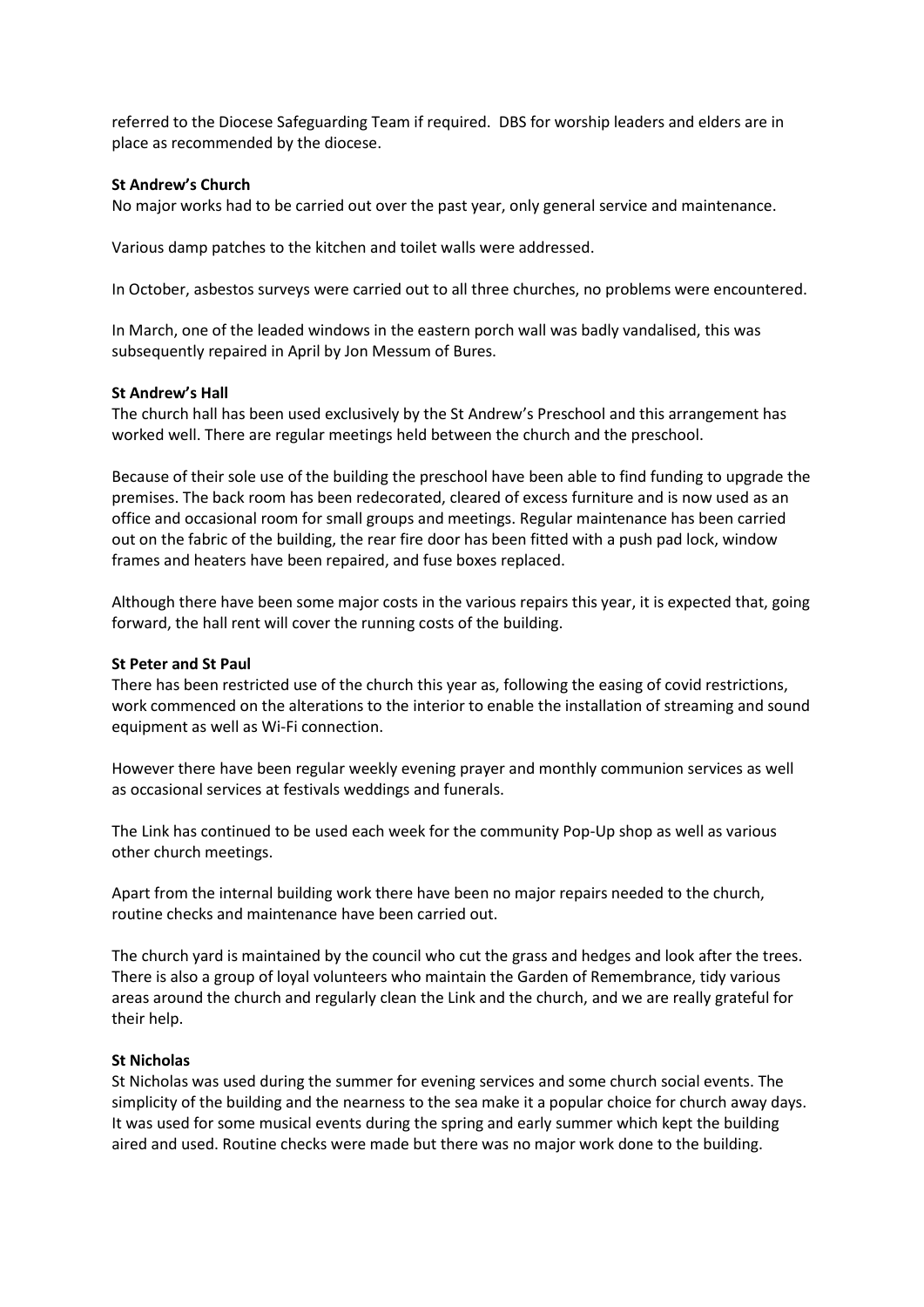referred to the Diocese Safeguarding Team if required. DBS for worship leaders and elders are in place as recommended by the diocese.

**St Andrew's Church**

No major works had to be carried out over the past year, only general service and maintenance.

Various damp patches to the kitchen and toilet walls were addressed.

In October, asbestos surveys were carried out to all three churches, no problems were encountered.

In March, one of the leaded windows in the eastern porch wall was badly vandalised, this was subsequently repaired in April by Jon Messum of Bures.

**St Andrew's Hall**

The church hall has been used exclusively by the St Andrew's Preschool and this arrangement has worked well. There are regular meetings held between the church and the preschool.

Because of their sole use of the building the preschool have been able to find funding to upgrade the premises. The back room has been redecorated, cleared of excess furniture and is now used as an office and occasional room for small groups and meetings. Regular maintenance has been carried out on the fabric of the building, the rear fire door has been fitted with a push pad lock, window frames and heaters have been repaired, and fuse boxes replaced.

Although there have been some major costs in the various repairs this year, it is expected that, going forward, the hall rent will cover the running costs of the building.

**St Peter and St Paul**

There has been restricted use of the church this year as, following the easing of covid restrictions, work commenced on the alterations to the interior to enable the installation of streaming and sound equipment as well as Wi-Fi connection.

However there have been regular weekly evening prayer and monthly communion services as well as occasional services at festivals weddings and funerals.

The Link has continued to be used each week for the community Pop-Up shop as well as various other church meetings.

Apart from the internal building work there have been no major repairs needed to the church, routine checks and maintenance have been carried out.

The church yard is maintained by the council who cut the grass and hedges and look after the trees. There is also a group of loyal volunteers who maintain the Garden of Remembrance, tidy various areas around the church and regularly clean the Link and the church, and we are really grateful for their help.

**St Nicholas**

St Nicholas was used during the summer for evening services and some church social events. The simplicity of the building and the nearness to the sea make it a popular choice for church away days. It was used for some musical events during the spring and early summer which kept the building aired and used. Routine checks were made but there was no major work done to the building.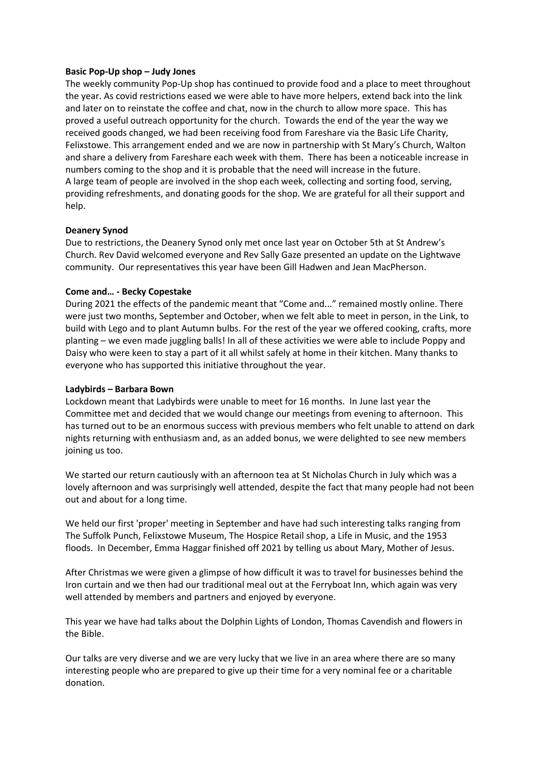**Basic Pop-Up shop – Judy Jones**

The weekly community Pop-Up shop has continued to provide food and a place to meet throughout the year. As covid restrictions eased we were able to have more helpers, extend back into the link and later on to reinstate the coffee and chat, now in the church to allow more space. This has proved a useful outreach opportunity for the church. Towards the end of the year the way we received goods changed, we had been receiving food from Fareshare via the Basic Life Charity, Felixstowe. This arrangement ended and we are now in partnership with St Mary's Church, Walton and share a delivery from Fareshare each week with them. There has been a noticeable increase in numbers coming to the shop and it is probable that the need will increase in the future.
A large team of people are involved in the shop each week, collecting and sorting food, serving, providing refreshments, and donating goods for the shop. We are grateful for all their support and help.

**Deanery Synod**

Due to restrictions, the Deanery Synod only met once last year on October 5th at St Andrew's Church. Rev David welcomed everyone and Rev Sally Gaze presented an update on the Lightwave community. Our representatives this year have been Gill Hadwen and Jean MacPherson.

**Come and… - Becky Copestake**

During 2021 the effects of the pandemic meant that "Come and..." remained mostly online. There were just two months, September and October, when we felt able to meet in person, in the Link, to build with Lego and to plant Autumn bulbs. For the rest of the year we offered cooking, crafts, more planting – we even made juggling balls! In all of these activities we were able to include Poppy and Daisy who were keen to stay a part of it all whilst safely at home in their kitchen. Many thanks to everyone who has supported this initiative throughout the year.

**Ladybirds – Barbara Bown**

Lockdown meant that Ladybirds were unable to meet for 16 months. In June last year the Committee met and decided that we would change our meetings from evening to afternoon. This has turned out to be an enormous success with previous members who felt unable to attend on dark nights returning with enthusiasm and, as an added bonus, we were delighted to see new members joining us too.

We started our return cautiously with an afternoon tea at St Nicholas Church in July which was a lovely afternoon and was surprisingly well attended, despite the fact that many people had not been out and about for a long time.

We held our first 'proper' meeting in September and have had such interesting talks ranging from The Suffolk Punch, Felixstowe Museum, The Hospice Retail shop, a Life in Music, and the 1953 floods. In December, Emma Haggar finished off 2021 by telling us about Mary, Mother of Jesus.

After Christmas we were given a glimpse of how difficult it was to travel for businesses behind the Iron curtain and we then had our traditional meal out at the Ferryboat Inn, which again was very well attended by members and partners and enjoyed by everyone.

This year we have had talks about the Dolphin Lights of London, Thomas Cavendish and flowers in the Bible.

Our talks are very diverse and we are very lucky that we live in an area where there are so many interesting people who are prepared to give up their time for a very nominal fee or a charitable donation.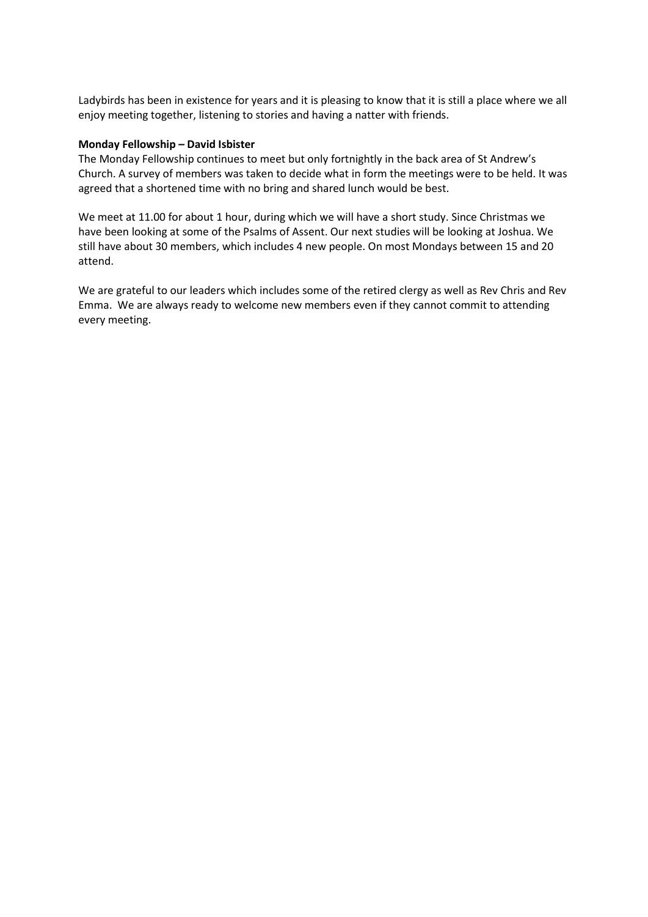Ladybirds has been in existence for years and it is pleasing to know that it is still a place where we all enjoy meeting together, listening to stories and having a natter with friends.

**Monday Fellowship – David Isbister**

The Monday Fellowship continues to meet but only fortnightly in the back area of St Andrew's Church. A survey of members was taken to decide what in form the meetings were to be held. It was agreed that a shortened time with no bring and shared lunch would be best.

We meet at 11.00 for about 1 hour, during which we will have a short study. Since Christmas we have been looking at some of the Psalms of Assent. Our next studies will be looking at Joshua. We still have about 30 members, which includes 4 new people. On most Mondays between 15 and 20 attend.

We are grateful to our leaders which includes some of the retired clergy as well as Rev Chris and Rev Emma. We are always ready to welcome new members even if they cannot commit to attending every meeting.